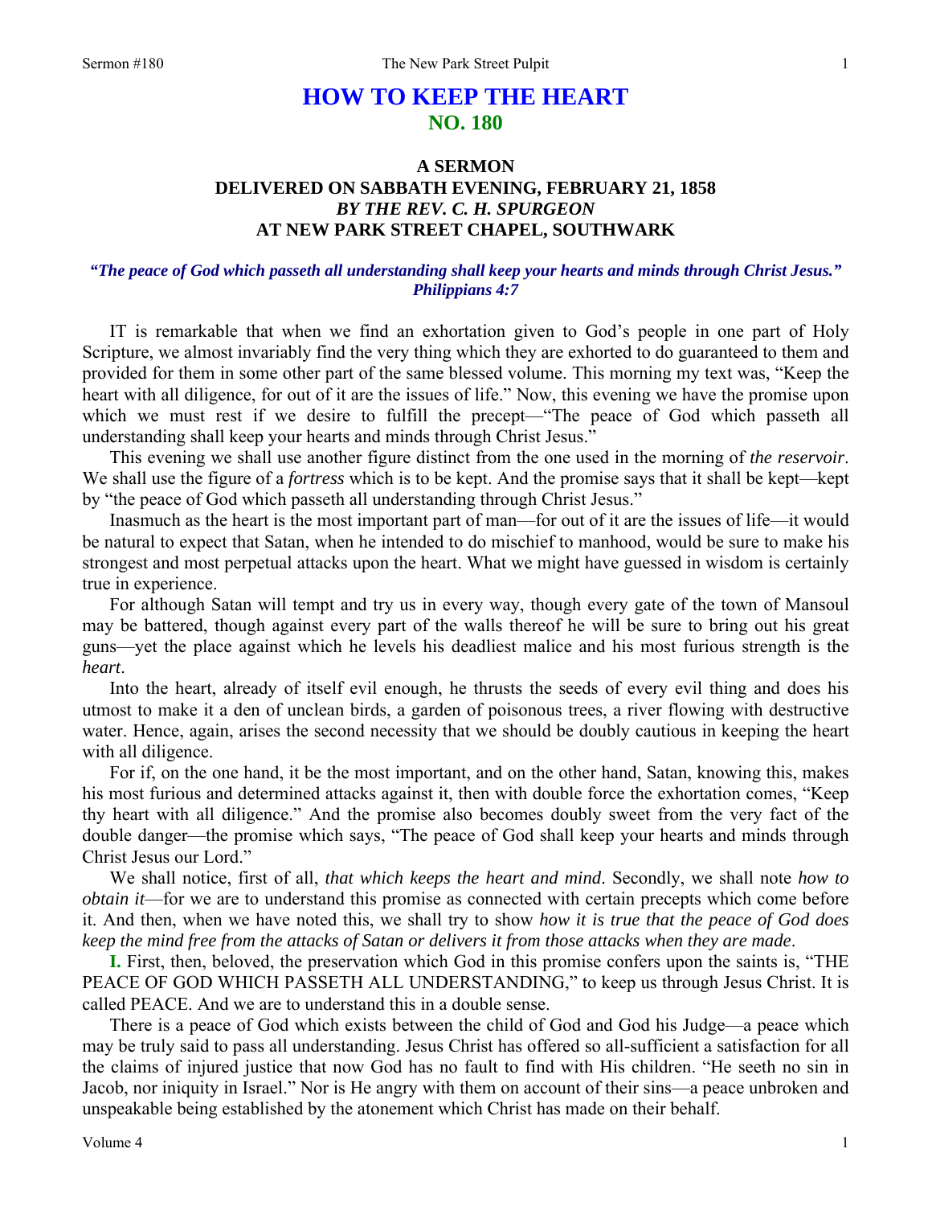# HOW TO KEEP THE HEART
## NO. 180

### A SERMON
### DELIVERED ON SABBATH EVENING, FEBRUARY 21, 1858
### *BY THE REV. C. H. SPURGEON*
### AT NEW PARK STREET CHAPEL, SOUTHWARK

***"The peace of God which passeth all understanding shall keep your hearts and minds through Christ Jesus." Philippians 4:7***

IT is remarkable that when we find an exhortation given to God's people in one part of Holy Scripture, we almost invariably find the very thing which they are exhorted to do guaranteed to them and provided for them in some other part of the same blessed volume. This morning my text was, "Keep the heart with all diligence, for out of it are the issues of life." Now, this evening we have the promise upon which we must rest if we desire to fulfill the precept—"The peace of God which passeth all understanding shall keep your hearts and minds through Christ Jesus."

This evening we shall use another figure distinct from the one used in the morning of *the reservoir*. We shall use the figure of a *fortress* which is to be kept. And the promise says that it shall be kept—kept by "the peace of God which passeth all understanding through Christ Jesus."

Inasmuch as the heart is the most important part of man—for out of it are the issues of life—it would be natural to expect that Satan, when he intended to do mischief to manhood, would be sure to make his strongest and most perpetual attacks upon the heart. What we might have guessed in wisdom is certainly true in experience.

For although Satan will tempt and try us in every way, though every gate of the town of Mansoul may be battered, though against every part of the walls thereof he will be sure to bring out his great guns—yet the place against which he levels his deadliest malice and his most furious strength is the *heart*.

Into the heart, already of itself evil enough, he thrusts the seeds of every evil thing and does his utmost to make it a den of unclean birds, a garden of poisonous trees, a river flowing with destructive water. Hence, again, arises the second necessity that we should be doubly cautious in keeping the heart with all diligence.

For if, on the one hand, it be the most important, and on the other hand, Satan, knowing this, makes his most furious and determined attacks against it, then with double force the exhortation comes, "Keep thy heart with all diligence." And the promise also becomes doubly sweet from the very fact of the double danger—the promise which says, "The peace of God shall keep your hearts and minds through Christ Jesus our Lord."

We shall notice, first of all, *that which keeps the heart and mind*. Secondly, we shall note *how to obtain it*—for we are to understand this promise as connected with certain precepts which come before it. And then, when we have noted this, we shall try to show *how it is true that the peace of God does keep the mind free from the attacks of Satan or delivers it from those attacks when they are made*.

**I.** First, then, beloved, the preservation which God in this promise confers upon the saints is, "THE PEACE OF GOD WHICH PASSETH ALL UNDERSTANDING," to keep us through Jesus Christ. It is called PEACE. And we are to understand this in a double sense.

There is a peace of God which exists between the child of God and God his Judge—a peace which may be truly said to pass all understanding. Jesus Christ has offered so all-sufficient a satisfaction for all the claims of injured justice that now God has no fault to find with His children. "He seeth no sin in Jacob, nor iniquity in Israel." Nor is He angry with them on account of their sins—a peace unbroken and unspeakable being established by the atonement which Christ has made on their behalf.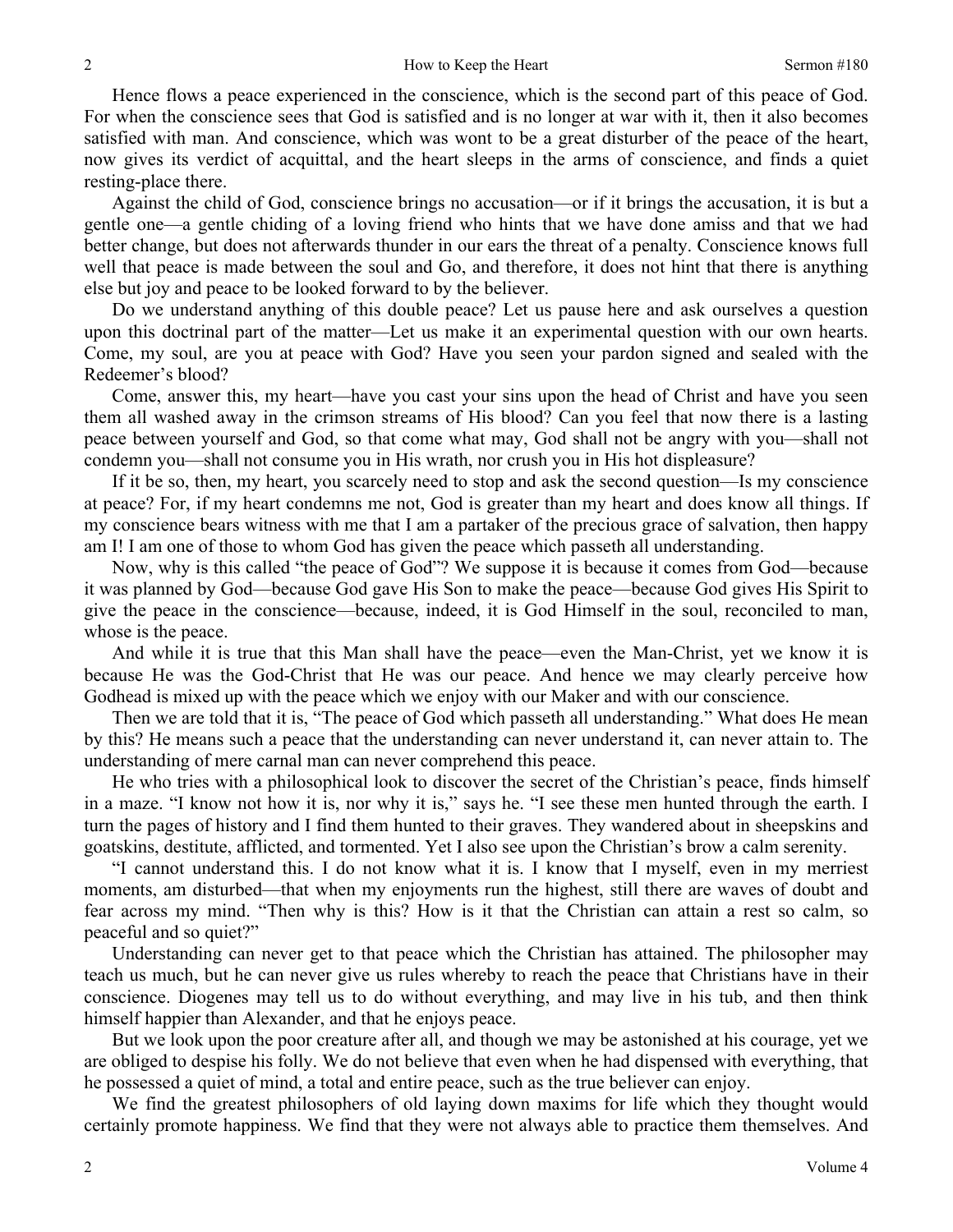Hence flows a peace experienced in the conscience, which is the second part of this peace of God. For when the conscience sees that God is satisfied and is no longer at war with it, then it also becomes satisfied with man. And conscience, which was wont to be a great disturber of the peace of the heart, now gives its verdict of acquittal, and the heart sleeps in the arms of conscience, and finds a quiet resting-place there.

Against the child of God, conscience brings no accusation—or if it brings the accusation, it is but a gentle one—a gentle chiding of a loving friend who hints that we have done amiss and that we had better change, but does not afterwards thunder in our ears the threat of a penalty. Conscience knows full well that peace is made between the soul and Go, and therefore, it does not hint that there is anything else but joy and peace to be looked forward to by the believer.

Do we understand anything of this double peace? Let us pause here and ask ourselves a question upon this doctrinal part of the matter—Let us make it an experimental question with our own hearts. Come, my soul, are you at peace with God? Have you seen your pardon signed and sealed with the Redeemer's blood?

Come, answer this, my heart—have you cast your sins upon the head of Christ and have you seen them all washed away in the crimson streams of His blood? Can you feel that now there is a lasting peace between yourself and God, so that come what may, God shall not be angry with you—shall not condemn you—shall not consume you in His wrath, nor crush you in His hot displeasure?

If it be so, then, my heart, you scarcely need to stop and ask the second question—Is my conscience at peace? For, if my heart condemns me not, God is greater than my heart and does know all things. If my conscience bears witness with me that I am a partaker of the precious grace of salvation, then happy am I! I am one of those to whom God has given the peace which passeth all understanding.

Now, why is this called "the peace of God"? We suppose it is because it comes from God—because it was planned by God—because God gave His Son to make the peace—because God gives His Spirit to give the peace in the conscience—because, indeed, it is God Himself in the soul, reconciled to man, whose is the peace.

And while it is true that this Man shall have the peace—even the Man-Christ, yet we know it is because He was the God-Christ that He was our peace. And hence we may clearly perceive how Godhead is mixed up with the peace which we enjoy with our Maker and with our conscience.

Then we are told that it is, "The peace of God which passeth all understanding." What does He mean by this? He means such a peace that the understanding can never understand it, can never attain to. The understanding of mere carnal man can never comprehend this peace.

He who tries with a philosophical look to discover the secret of the Christian's peace, finds himself in a maze. "I know not how it is, nor why it is," says he. "I see these men hunted through the earth. I turn the pages of history and I find them hunted to their graves. They wandered about in sheepskins and goatskins, destitute, afflicted, and tormented. Yet I also see upon the Christian's brow a calm serenity.

"I cannot understand this. I do not know what it is. I know that I myself, even in my merriest moments, am disturbed—that when my enjoyments run the highest, still there are waves of doubt and fear across my mind. "Then why is this? How is it that the Christian can attain a rest so calm, so peaceful and so quiet?"

Understanding can never get to that peace which the Christian has attained. The philosopher may teach us much, but he can never give us rules whereby to reach the peace that Christians have in their conscience. Diogenes may tell us to do without everything, and may live in his tub, and then think himself happier than Alexander, and that he enjoys peace.

But we look upon the poor creature after all, and though we may be astonished at his courage, yet we are obliged to despise his folly. We do not believe that even when he had dispensed with everything, that he possessed a quiet of mind, a total and entire peace, such as the true believer can enjoy.

We find the greatest philosophers of old laying down maxims for life which they thought would certainly promote happiness. We find that they were not always able to practice them themselves. And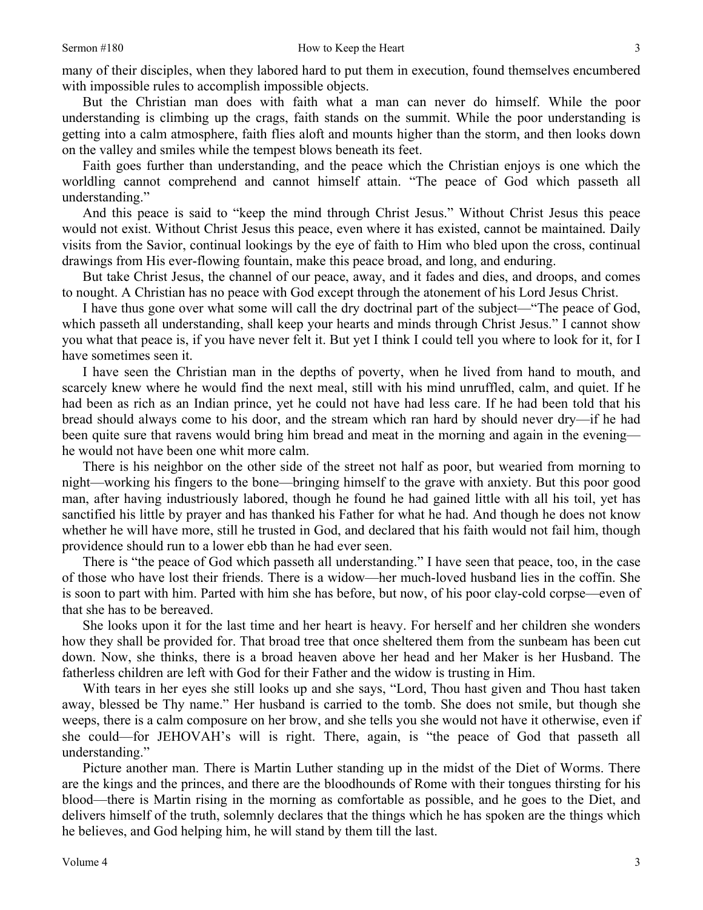many of their disciples, when they labored hard to put them in execution, found themselves encumbered with impossible rules to accomplish impossible objects.

But the Christian man does with faith what a man can never do himself. While the poor understanding is climbing up the crags, faith stands on the summit. While the poor understanding is getting into a calm atmosphere, faith flies aloft and mounts higher than the storm, and then looks down on the valley and smiles while the tempest blows beneath its feet.

Faith goes further than understanding, and the peace which the Christian enjoys is one which the worldling cannot comprehend and cannot himself attain. "The peace of God which passeth all understanding."

And this peace is said to "keep the mind through Christ Jesus." Without Christ Jesus this peace would not exist. Without Christ Jesus this peace, even where it has existed, cannot be maintained. Daily visits from the Savior, continual lookings by the eye of faith to Him who bled upon the cross, continual drawings from His ever-flowing fountain, make this peace broad, and long, and enduring.

But take Christ Jesus, the channel of our peace, away, and it fades and dies, and droops, and comes to nought. A Christian has no peace with God except through the atonement of his Lord Jesus Christ.

I have thus gone over what some will call the dry doctrinal part of the subject—"The peace of God, which passeth all understanding, shall keep your hearts and minds through Christ Jesus." I cannot show you what that peace is, if you have never felt it. But yet I think I could tell you where to look for it, for I have sometimes seen it.

I have seen the Christian man in the depths of poverty, when he lived from hand to mouth, and scarcely knew where he would find the next meal, still with his mind unruffled, calm, and quiet. If he had been as rich as an Indian prince, yet he could not have had less care. If he had been told that his bread should always come to his door, and the stream which ran hard by should never dry—if he had been quite sure that ravens would bring him bread and meat in the morning and again in the evening—he would not have been one whit more calm.

There is his neighbor on the other side of the street not half as poor, but wearied from morning to night—working his fingers to the bone—bringing himself to the grave with anxiety. But this poor good man, after having industriously labored, though he found he had gained little with all his toil, yet has sanctified his little by prayer and has thanked his Father for what he had. And though he does not know whether he will have more, still he trusted in God, and declared that his faith would not fail him, though providence should run to a lower ebb than he had ever seen.

There is "the peace of God which passeth all understanding." I have seen that peace, too, in the case of those who have lost their friends. There is a widow—her much-loved husband lies in the coffin. She is soon to part with him. Parted with him she has before, but now, of his poor clay-cold corpse—even of that she has to be bereaved.

She looks upon it for the last time and her heart is heavy. For herself and her children she wonders how they shall be provided for. That broad tree that once sheltered them from the sunbeam has been cut down. Now, she thinks, there is a broad heaven above her head and her Maker is her Husband. The fatherless children are left with God for their Father and the widow is trusting in Him.

With tears in her eyes she still looks up and she says, "Lord, Thou hast given and Thou hast taken away, blessed be Thy name." Her husband is carried to the tomb. She does not smile, but though she weeps, there is a calm composure on her brow, and she tells you she would not have it otherwise, even if she could—for JEHOVAH's will is right. There, again, is "the peace of God that passeth all understanding."

Picture another man. There is Martin Luther standing up in the midst of the Diet of Worms. There are the kings and the princes, and there are the bloodhounds of Rome with their tongues thirsting for his blood—there is Martin rising in the morning as comfortable as possible, and he goes to the Diet, and delivers himself of the truth, solemnly declares that the things which he has spoken are the things which he believes, and God helping him, he will stand by them till the last.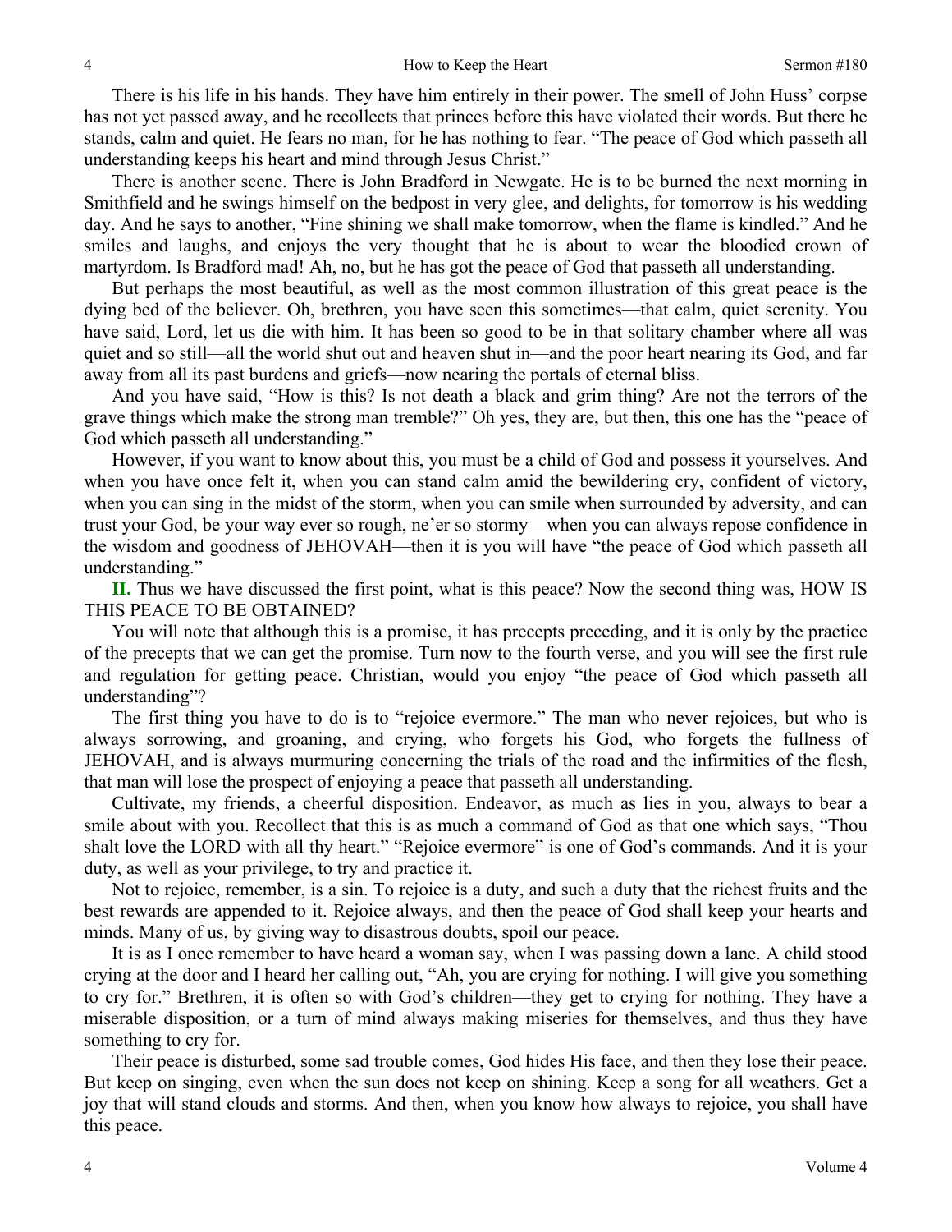There is his life in his hands. They have him entirely in their power. The smell of John Huss' corpse has not yet passed away, and he recollects that princes before this have violated their words. But there he stands, calm and quiet. He fears no man, for he has nothing to fear. "The peace of God which passeth all understanding keeps his heart and mind through Jesus Christ."

There is another scene. There is John Bradford in Newgate. He is to be burned the next morning in Smithfield and he swings himself on the bedpost in very glee, and delights, for tomorrow is his wedding day. And he says to another, "Fine shining we shall make tomorrow, when the flame is kindled." And he smiles and laughs, and enjoys the very thought that he is about to wear the bloodied crown of martyrdom. Is Bradford mad! Ah, no, but he has got the peace of God that passeth all understanding.

But perhaps the most beautiful, as well as the most common illustration of this great peace is the dying bed of the believer. Oh, brethren, you have seen this sometimes—that calm, quiet serenity. You have said, Lord, let us die with him. It has been so good to be in that solitary chamber where all was quiet and so still—all the world shut out and heaven shut in—and the poor heart nearing its God, and far away from all its past burdens and griefs—now nearing the portals of eternal bliss.

And you have said, "How is this? Is not death a black and grim thing? Are not the terrors of the grave things which make the strong man tremble?" Oh yes, they are, but then, this one has the "peace of God which passeth all understanding."

However, if you want to know about this, you must be a child of God and possess it yourselves. And when you have once felt it, when you can stand calm amid the bewildering cry, confident of victory, when you can sing in the midst of the storm, when you can smile when surrounded by adversity, and can trust your God, be your way ever so rough, ne'er so stormy—when you can always repose confidence in the wisdom and goodness of JEHOVAH—then it is you will have "the peace of God which passeth all understanding."

**II.** Thus we have discussed the first point, what is this peace? Now the second thing was, HOW IS THIS PEACE TO BE OBTAINED?

You will note that although this is a promise, it has precepts preceding, and it is only by the practice of the precepts that we can get the promise. Turn now to the fourth verse, and you will see the first rule and regulation for getting peace. Christian, would you enjoy "the peace of God which passeth all understanding"?

The first thing you have to do is to "rejoice evermore." The man who never rejoices, but who is always sorrowing, and groaning, and crying, who forgets his God, who forgets the fullness of JEHOVAH, and is always murmuring concerning the trials of the road and the infirmities of the flesh, that man will lose the prospect of enjoying a peace that passeth all understanding.

Cultivate, my friends, a cheerful disposition. Endeavor, as much as lies in you, always to bear a smile about with you. Recollect that this is as much a command of God as that one which says, "Thou shalt love the LORD with all thy heart." "Rejoice evermore" is one of God's commands. And it is your duty, as well as your privilege, to try and practice it.

Not to rejoice, remember, is a sin. To rejoice is a duty, and such a duty that the richest fruits and the best rewards are appended to it. Rejoice always, and then the peace of God shall keep your hearts and minds. Many of us, by giving way to disastrous doubts, spoil our peace.

It is as I once remember to have heard a woman say, when I was passing down a lane. A child stood crying at the door and I heard her calling out, "Ah, you are crying for nothing. I will give you something to cry for." Brethren, it is often so with God's children—they get to crying for nothing. They have a miserable disposition, or a turn of mind always making miseries for themselves, and thus they have something to cry for.

Their peace is disturbed, some sad trouble comes, God hides His face, and then they lose their peace. But keep on singing, even when the sun does not keep on shining. Keep a song for all weathers. Get a joy that will stand clouds and storms. And then, when you know how always to rejoice, you shall have this peace.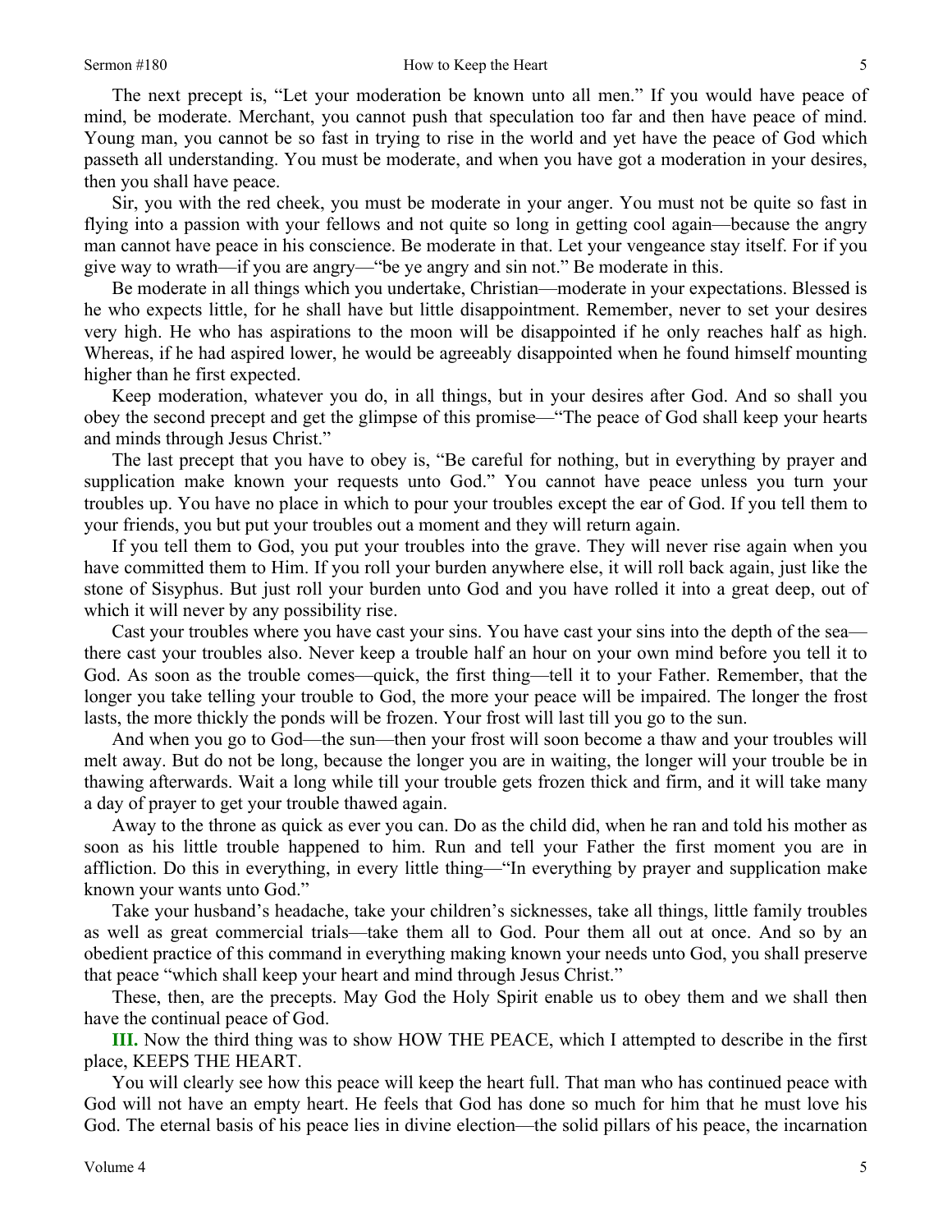The next precept is, "Let your moderation be known unto all men." If you would have peace of mind, be moderate. Merchant, you cannot push that speculation too far and then have peace of mind. Young man, you cannot be so fast in trying to rise in the world and yet have the peace of God which passeth all understanding. You must be moderate, and when you have got a moderation in your desires, then you shall have peace.

Sir, you with the red cheek, you must be moderate in your anger. You must not be quite so fast in flying into a passion with your fellows and not quite so long in getting cool again—because the angry man cannot have peace in his conscience. Be moderate in that. Let your vengeance stay itself. For if you give way to wrath—if you are angry—"be ye angry and sin not." Be moderate in this.

Be moderate in all things which you undertake, Christian—moderate in your expectations. Blessed is he who expects little, for he shall have but little disappointment. Remember, never to set your desires very high. He who has aspirations to the moon will be disappointed if he only reaches half as high. Whereas, if he had aspired lower, he would be agreeably disappointed when he found himself mounting higher than he first expected.

Keep moderation, whatever you do, in all things, but in your desires after God. And so shall you obey the second precept and get the glimpse of this promise—"The peace of God shall keep your hearts and minds through Jesus Christ."

The last precept that you have to obey is, "Be careful for nothing, but in everything by prayer and supplication make known your requests unto God." You cannot have peace unless you turn your troubles up. You have no place in which to pour your troubles except the ear of God. If you tell them to your friends, you but put your troubles out a moment and they will return again.

If you tell them to God, you put your troubles into the grave. They will never rise again when you have committed them to Him. If you roll your burden anywhere else, it will roll back again, just like the stone of Sisyphus. But just roll your burden unto God and you have rolled it into a great deep, out of which it will never by any possibility rise.

Cast your troubles where you have cast your sins. You have cast your sins into the depth of the sea—there cast your troubles also. Never keep a trouble half an hour on your own mind before you tell it to God. As soon as the trouble comes—quick, the first thing—tell it to your Father. Remember, that the longer you take telling your trouble to God, the more your peace will be impaired. The longer the frost lasts, the more thickly the ponds will be frozen. Your frost will last till you go to the sun.

And when you go to God—the sun—then your frost will soon become a thaw and your troubles will melt away. But do not be long, because the longer you are in waiting, the longer will your trouble be in thawing afterwards. Wait a long while till your trouble gets frozen thick and firm, and it will take many a day of prayer to get your trouble thawed again.

Away to the throne as quick as ever you can. Do as the child did, when he ran and told his mother as soon as his little trouble happened to him. Run and tell your Father the first moment you are in affliction. Do this in everything, in every little thing—"In everything by prayer and supplication make known your wants unto God."

Take your husband's headache, take your children's sicknesses, take all things, little family troubles as well as great commercial trials—take them all to God. Pour them all out at once. And so by an obedient practice of this command in everything making known your needs unto God, you shall preserve that peace "which shall keep your heart and mind through Jesus Christ."

These, then, are the precepts. May God the Holy Spirit enable us to obey them and we shall then have the continual peace of God.

**III.** Now the third thing was to show HOW THE PEACE, which I attempted to describe in the first place, KEEPS THE HEART.

You will clearly see how this peace will keep the heart full. That man who has continued peace with God will not have an empty heart. He feels that God has done so much for him that he must love his God. The eternal basis of his peace lies in divine election—the solid pillars of his peace, the incarnation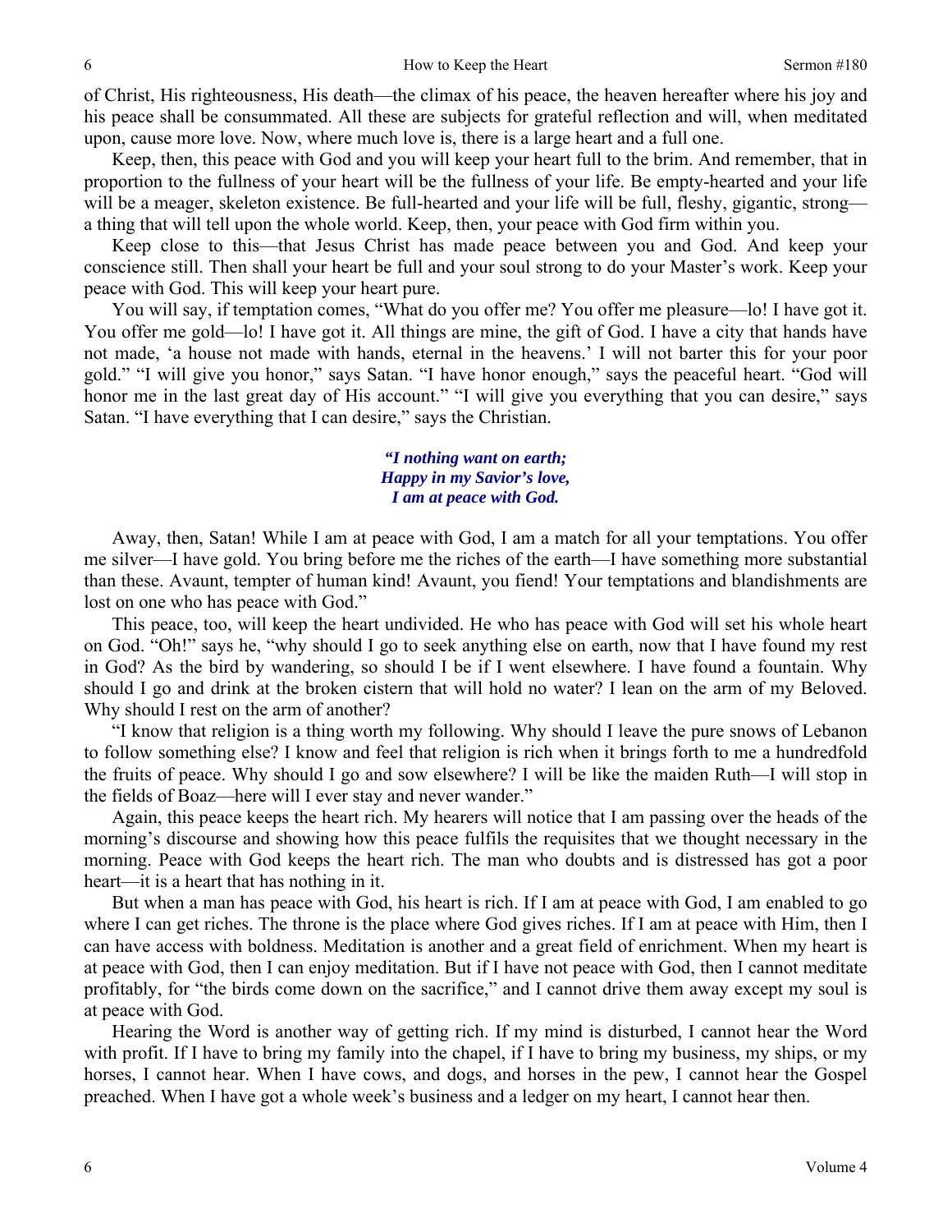of Christ, His righteousness, His death—the climax of his peace, the heaven hereafter where his joy and his peace shall be consummated. All these are subjects for grateful reflection and will, when meditated upon, cause more love. Now, where much love is, there is a large heart and a full one.

Keep, then, this peace with God and you will keep your heart full to the brim. And remember, that in proportion to the fullness of your heart will be the fullness of your life. Be empty-hearted and your life will be a meager, skeleton existence. Be full-hearted and your life will be full, fleshy, gigantic, strong—a thing that will tell upon the whole world. Keep, then, your peace with God firm within you.

Keep close to this—that Jesus Christ has made peace between you and God. And keep your conscience still. Then shall your heart be full and your soul strong to do your Master's work. Keep your peace with God. This will keep your heart pure.

You will say, if temptation comes, "What do you offer me? You offer me pleasure—lo! I have got it. You offer me gold—lo! I have got it. All things are mine, the gift of God. I have a city that hands have not made, 'a house not made with hands, eternal in the heavens.' I will not barter this for your poor gold." "I will give you honor," says Satan. "I have honor enough," says the peaceful heart. "God will honor me in the last great day of His account." "I will give you everything that you can desire," says Satan. "I have everything that I can desire," says the Christian.

> ***"I nothing want on earth;***
> ***Happy in my Savior's love,***
> ***I am at peace with God.***

Away, then, Satan! While I am at peace with God, I am a match for all your temptations. You offer me silver—I have gold. You bring before me the riches of the earth—I have something more substantial than these. Avaunt, tempter of human kind! Avaunt, you fiend! Your temptations and blandishments are lost on one who has peace with God."

This peace, too, will keep the heart undivided. He who has peace with God will set his whole heart on God. "Oh!" says he, "why should I go to seek anything else on earth, now that I have found my rest in God? As the bird by wandering, so should I be if I went elsewhere. I have found a fountain. Why should I go and drink at the broken cistern that will hold no water? I lean on the arm of my Beloved. Why should I rest on the arm of another?

"I know that religion is a thing worth my following. Why should I leave the pure snows of Lebanon to follow something else? I know and feel that religion is rich when it brings forth to me a hundredfold the fruits of peace. Why should I go and sow elsewhere? I will be like the maiden Ruth—I will stop in the fields of Boaz—here will I ever stay and never wander."

Again, this peace keeps the heart rich. My hearers will notice that I am passing over the heads of the morning's discourse and showing how this peace fulfils the requisites that we thought necessary in the morning. Peace with God keeps the heart rich. The man who doubts and is distressed has got a poor heart—it is a heart that has nothing in it.

But when a man has peace with God, his heart is rich. If I am at peace with God, I am enabled to go where I can get riches. The throne is the place where God gives riches. If I am at peace with Him, then I can have access with boldness. Meditation is another and a great field of enrichment. When my heart is at peace with God, then I can enjoy meditation. But if I have not peace with God, then I cannot meditate profitably, for "the birds come down on the sacrifice," and I cannot drive them away except my soul is at peace with God.

Hearing the Word is another way of getting rich. If my mind is disturbed, I cannot hear the Word with profit. If I have to bring my family into the chapel, if I have to bring my business, my ships, or my horses, I cannot hear. When I have cows, and dogs, and horses in the pew, I cannot hear the Gospel preached. When I have got a whole week's business and a ledger on my heart, I cannot hear then.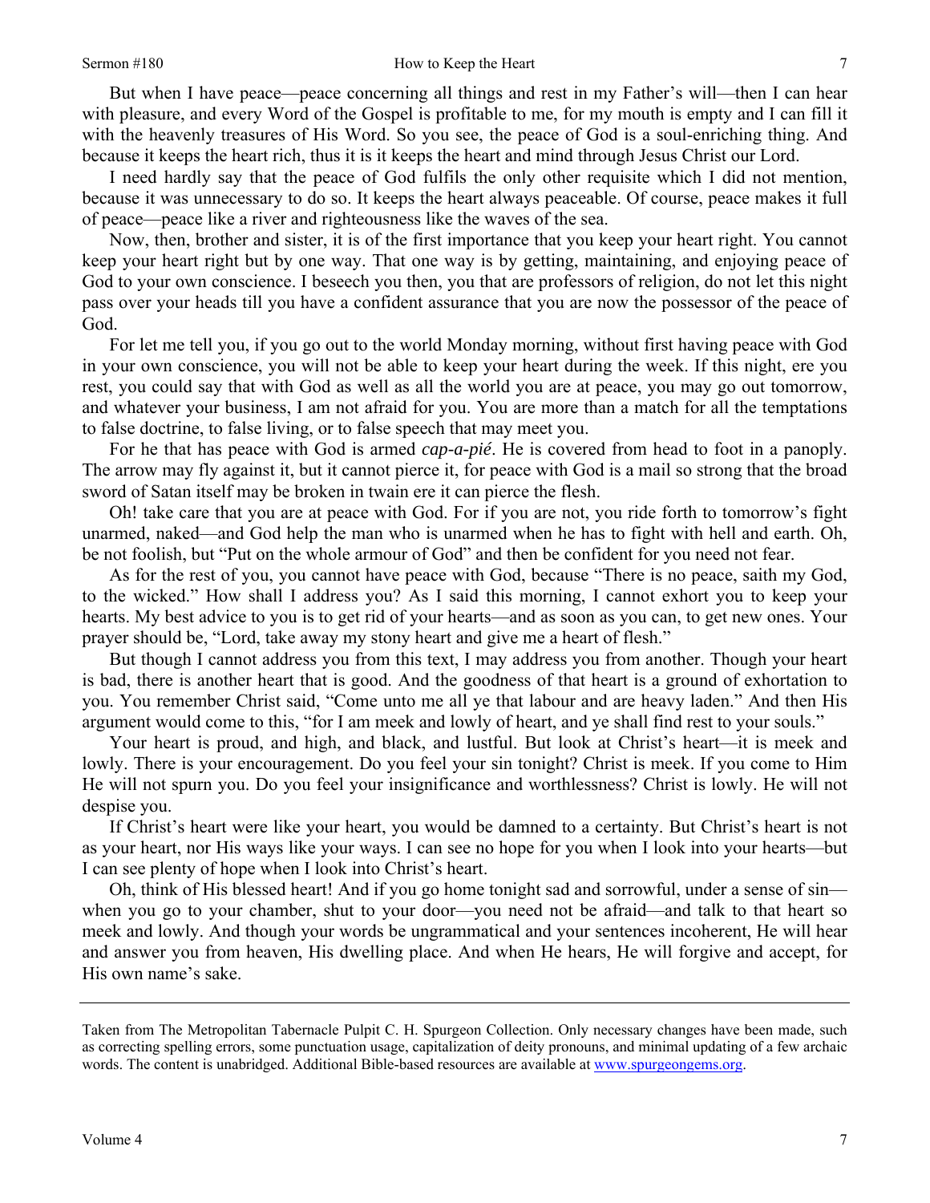But when I have peace—peace concerning all things and rest in my Father's will—then I can hear with pleasure, and every Word of the Gospel is profitable to me, for my mouth is empty and I can fill it with the heavenly treasures of His Word. So you see, the peace of God is a soul-enriching thing. And because it keeps the heart rich, thus it is it keeps the heart and mind through Jesus Christ our Lord.

I need hardly say that the peace of God fulfils the only other requisite which I did not mention, because it was unnecessary to do so. It keeps the heart always peaceable. Of course, peace makes it full of peace—peace like a river and righteousness like the waves of the sea.

Now, then, brother and sister, it is of the first importance that you keep your heart right. You cannot keep your heart right but by one way. That one way is by getting, maintaining, and enjoying peace of God to your own conscience. I beseech you then, you that are professors of religion, do not let this night pass over your heads till you have a confident assurance that you are now the possessor of the peace of God.

For let me tell you, if you go out to the world Monday morning, without first having peace with God in your own conscience, you will not be able to keep your heart during the week. If this night, ere you rest, you could say that with God as well as all the world you are at peace, you may go out tomorrow, and whatever your business, I am not afraid for you. You are more than a match for all the temptations to false doctrine, to false living, or to false speech that may meet you.

For he that has peace with God is armed *cap-a-pié*. He is covered from head to foot in a panoply. The arrow may fly against it, but it cannot pierce it, for peace with God is a mail so strong that the broad sword of Satan itself may be broken in twain ere it can pierce the flesh.

Oh! take care that you are at peace with God. For if you are not, you ride forth to tomorrow's fight unarmed, naked—and God help the man who is unarmed when he has to fight with hell and earth. Oh, be not foolish, but "Put on the whole armour of God" and then be confident for you need not fear.

As for the rest of you, you cannot have peace with God, because "There is no peace, saith my God, to the wicked." How shall I address you? As I said this morning, I cannot exhort you to keep your hearts. My best advice to you is to get rid of your hearts—and as soon as you can, to get new ones. Your prayer should be, "Lord, take away my stony heart and give me a heart of flesh."

But though I cannot address you from this text, I may address you from another. Though your heart is bad, there is another heart that is good. And the goodness of that heart is a ground of exhortation to you. You remember Christ said, "Come unto me all ye that labour and are heavy laden." And then His argument would come to this, "for I am meek and lowly of heart, and ye shall find rest to your souls."

Your heart is proud, and high, and black, and lustful. But look at Christ's heart—it is meek and lowly. There is your encouragement. Do you feel your sin tonight? Christ is meek. If you come to Him He will not spurn you. Do you feel your insignificance and worthlessness? Christ is lowly. He will not despise you.

If Christ's heart were like your heart, you would be damned to a certainty. But Christ's heart is not as your heart, nor His ways like your ways. I can see no hope for you when I look into your hearts—but I can see plenty of hope when I look into Christ's heart.

Oh, think of His blessed heart! And if you go home tonight sad and sorrowful, under a sense of sin—when you go to your chamber, shut to your door—you need not be afraid—and talk to that heart so meek and lowly. And though your words be ungrammatical and your sentences incoherent, He will hear and answer you from heaven, His dwelling place. And when He hears, He will forgive and accept, for His own name's sake.

---

Taken from The Metropolitan Tabernacle Pulpit C. H. Spurgeon Collection. Only necessary changes have been made, such as correcting spelling errors, some punctuation usage, capitalization of deity pronouns, and minimal updating of a few archaic words. The content is unabridged. Additional Bible-based resources are available at www.spurgeongems.org.